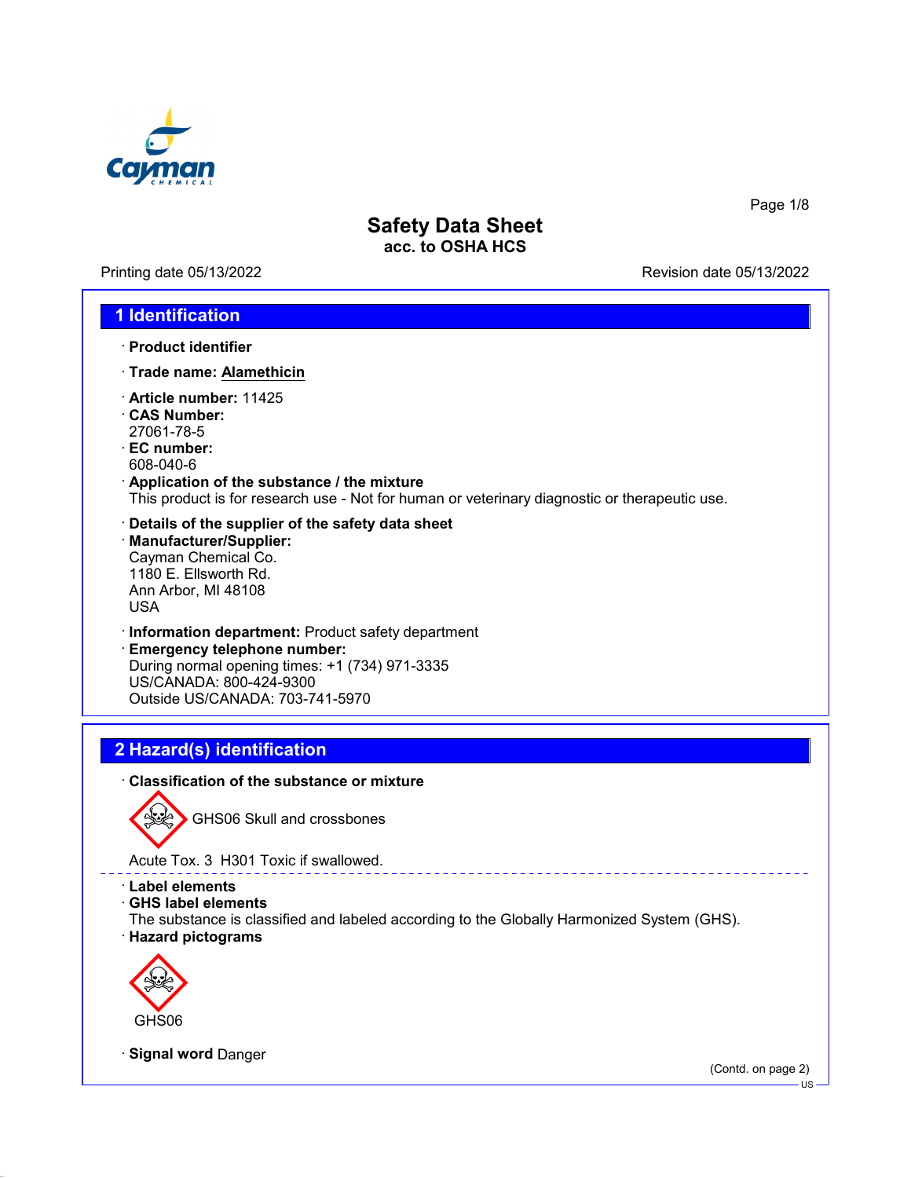# Safety Data Sheet
## acc. to OSHA HCS

Printing date 05/13/2022 Revision date 05/13/2022

## 1 Identification

· **Product identifier**

· **Trade name: Alamethicin**

· **Article number:** 11425
· **CAS Number:**
27061-78-5
· **EC number:**
608-040-6
· **Application of the substance / the mixture**
This product is for research use - Not for human or veterinary diagnostic or therapeutic use.

· **Details of the supplier of the safety data sheet**
· **Manufacturer/Supplier:**
Cayman Chemical Co.
1180 E. Ellsworth Rd.
Ann Arbor, MI 48108
USA

· **Information department:** Product safety department
· **Emergency telephone number:**
During normal opening times: +1 (734) 971-3335
US/CANADA: 800-424-9300
Outside US/CANADA: 703-741-5970

## 2 Hazard(s) identification

· **Classification of the substance or mixture**

GHS06 Skull and crossbones

Acute Tox. 3 H301 Toxic if swallowed.

· **Label elements**
· **GHS label elements**
The substance is classified and labeled according to the Globally Harmonized System (GHS).
· **Hazard pictograms**

GHS06

· **Signal word** Danger

(Contd. on page 2)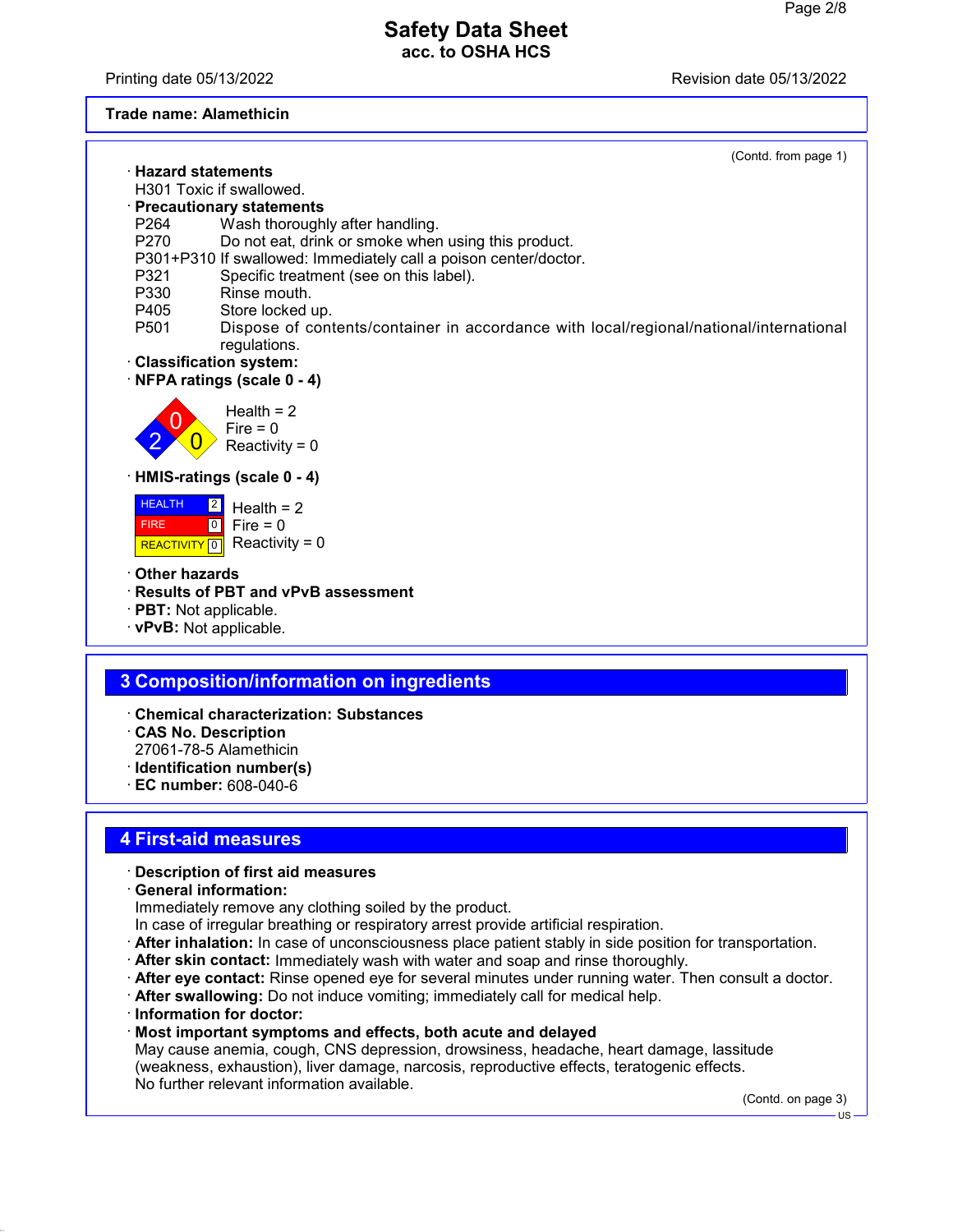Trade name: Alamethicin

(Contd. from page 1)

· **Hazard statements**
H301 Toxic if swallowed.

· **Precautionary statements**
P264 Wash thoroughly after handling.
P270 Do not eat, drink or smoke when using this product.
P301+P310 If swallowed: Immediately call a poison center/doctor.
P321 Specific treatment (see on this label).
P330 Rinse mouth.
P405 Store locked up.
P501 Dispose of contents/container in accordance with local/regional/national/international regulations.

· **Classification system:**

· **NFPA ratings (scale 0 - 4)**

Health = 2
Fire = 0
Reactivity = 0

· **HMIS-ratings (scale 0 - 4)**

| | |
|---|---|
| HEALTH | 2 |
| FIRE | 0 |
| REACTIVITY | 0 |

Health = 2
Fire = 0
Reactivity = 0

· **Other hazards**

· **Results of PBT and vPvB assessment**

· **PBT:** Not applicable.

· **vPvB:** Not applicable.

## 3 Composition/information on ingredients

· **Chemical characterization: Substances**

· **CAS No. Description**
27061-78-5 Alamethicin

· **Identification number(s)**

· **EC number:** 608-040-6

## 4 First-aid measures

· **Description of first aid measures**

· **General information:**
Immediately remove any clothing soiled by the product.
In case of irregular breathing or respiratory arrest provide artificial respiration.

· **After inhalation:** In case of unconsciousness place patient stably in side position for transportation.

· **After skin contact:** Immediately wash with water and soap and rinse thoroughly.

· **After eye contact:** Rinse opened eye for several minutes under running water. Then consult a doctor.

· **After swallowing:** Do not induce vomiting; immediately call for medical help.

· **Information for doctor:**

· **Most important symptoms and effects, both acute and delayed**
May cause anemia, cough, CNS depression, drowsiness, headache, heart damage, lassitude (weakness, exhaustion), liver damage, narcosis, reproductive effects, teratogenic effects.
No further relevant information available.

(Contd. on page 3)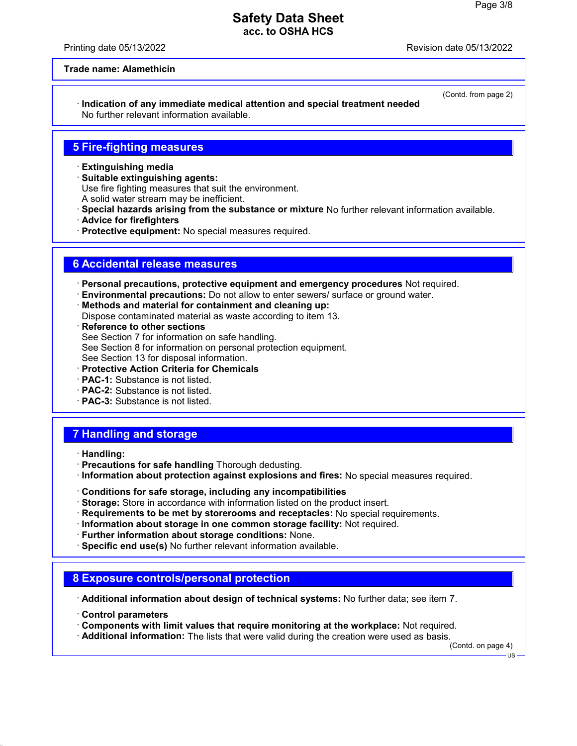Trade name: Alamethicin

(Contd. from page 2)

· **Indication of any immediate medical attention and special treatment needed**
No further relevant information available.

## 5 Fire-fighting measures

· **Extinguishing media**
· **Suitable extinguishing agents:**
Use fire fighting measures that suit the environment.
A solid water stream may be inefficient.
· **Special hazards arising from the substance or mixture** No further relevant information available.
· **Advice for firefighters**
· **Protective equipment:** No special measures required.

## 6 Accidental release measures

· **Personal precautions, protective equipment and emergency procedures** Not required.
· **Environmental precautions:** Do not allow to enter sewers/ surface or ground water.
· **Methods and material for containment and cleaning up:**
Dispose contaminated material as waste according to item 13.
· **Reference to other sections**
See Section 7 for information on safe handling.
See Section 8 for information on personal protection equipment.
See Section 13 for disposal information.
· **Protective Action Criteria for Chemicals**
· **PAC-1:** Substance is not listed.
· **PAC-2:** Substance is not listed.
· **PAC-3:** Substance is not listed.

## 7 Handling and storage

· **Handling:**
· **Precautions for safe handling** Thorough dedusting.
· **Information about protection against explosions and fires:** No special measures required.

· **Conditions for safe storage, including any incompatibilities**
· **Storage:** Store in accordance with information listed on the product insert.
· **Requirements to be met by storerooms and receptacles:** No special requirements.
· **Information about storage in one common storage facility:** Not required.
· **Further information about storage conditions:** None.
· **Specific end use(s)** No further relevant information available.

## 8 Exposure controls/personal protection

· **Additional information about design of technical systems:** No further data; see item 7.

· **Control parameters**
· **Components with limit values that require monitoring at the workplace:** Not required.
· **Additional information:** The lists that were valid during the creation were used as basis.

(Contd. on page 4)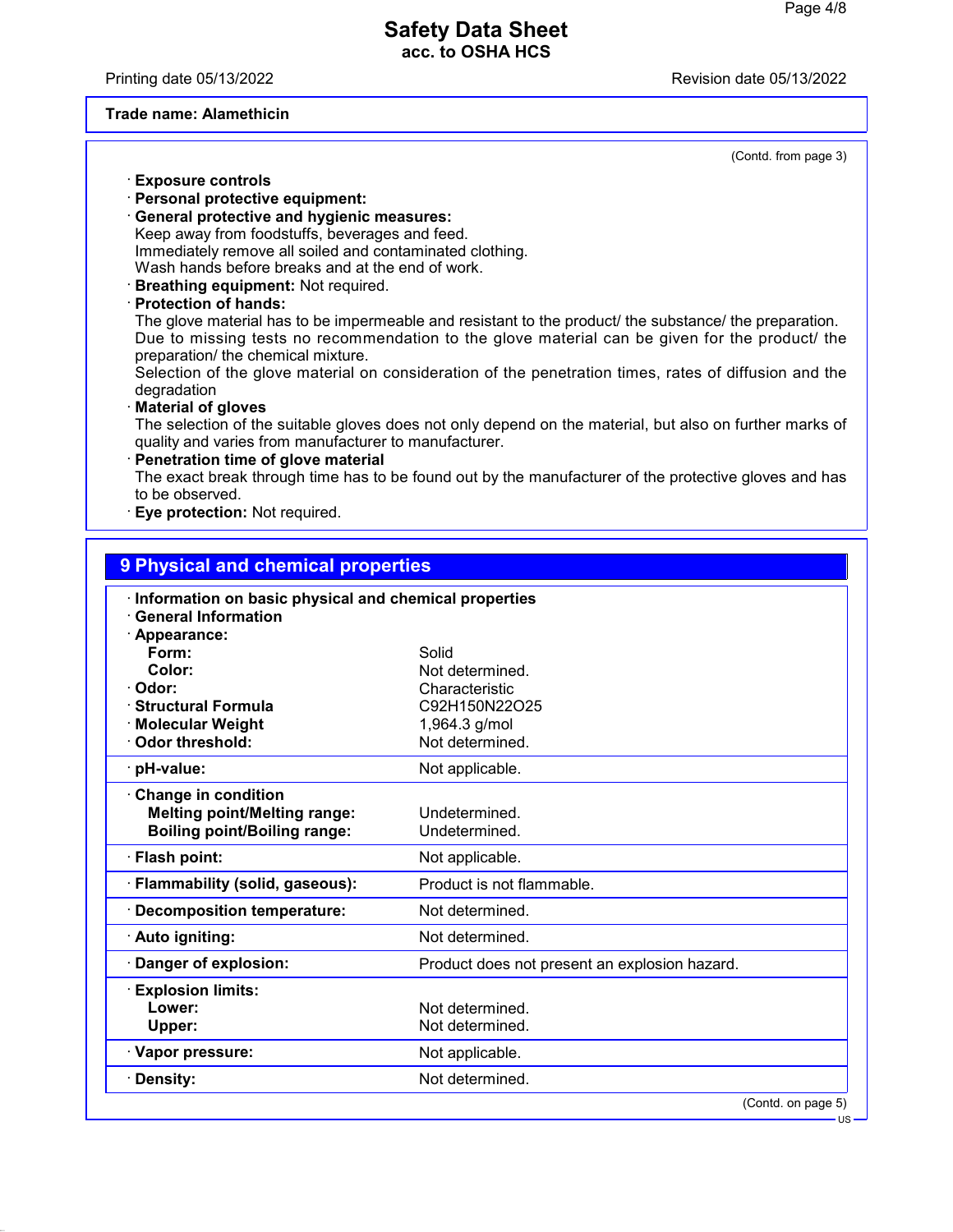**Trade name: Alamethicin**

(Contd. from page 3)

· **Exposure controls**
· **Personal protective equipment:**
· **General protective and hygienic measures:**
Keep away from foodstuffs, beverages and feed.
Immediately remove all soiled and contaminated clothing.
Wash hands before breaks and at the end of work.
· **Breathing equipment:** Not required.
· **Protection of hands:**
The glove material has to be impermeable and resistant to the product/ the substance/ the preparation.
Due to missing tests no recommendation to the glove material can be given for the product/ the preparation/ the chemical mixture.
Selection of the glove material on consideration of the penetration times, rates of diffusion and the degradation
· **Material of gloves**
The selection of the suitable gloves does not only depend on the material, but also on further marks of quality and varies from manufacturer to manufacturer.
· **Penetration time of glove material**
The exact break through time has to be found out by the manufacturer of the protective gloves and has to be observed.
· **Eye protection:** Not required.

## 9 Physical and chemical properties

| | |
|---|---|
| · **Information on basic physical and chemical properties** | |
| · **General Information** | |
| · **Appearance:** | |
| **Form:** | Solid |
| **Color:** | Not determined. |
| · **Odor:** | Characteristic |
| · **Structural Formula** | $C_{92}H_{150}N_{22}O_{25}$ |
| · **Molecular Weight** | 1,964.3 g/mol |
| · **Odor threshold:** | Not determined. |
| · **pH-value:** | Not applicable. |
| · **Change in condition** | |
| **Melting point/Melting range:** | Undetermined. |
| **Boiling point/Boiling range:** | Undetermined. |
| · **Flash point:** | Not applicable. |
| · **Flammability (solid, gaseous):** | Product is not flammable. |
| · **Decomposition temperature:** | Not determined. |
| · **Auto igniting:** | Not determined. |
| · **Danger of explosion:** | Product does not present an explosion hazard. |
| · **Explosion limits:** | |
| **Lower:** | Not determined. |
| **Upper:** | Not determined. |
| · **Vapor pressure:** | Not applicable. |
| · **Density:** | Not determined. |

(Contd. on page 5)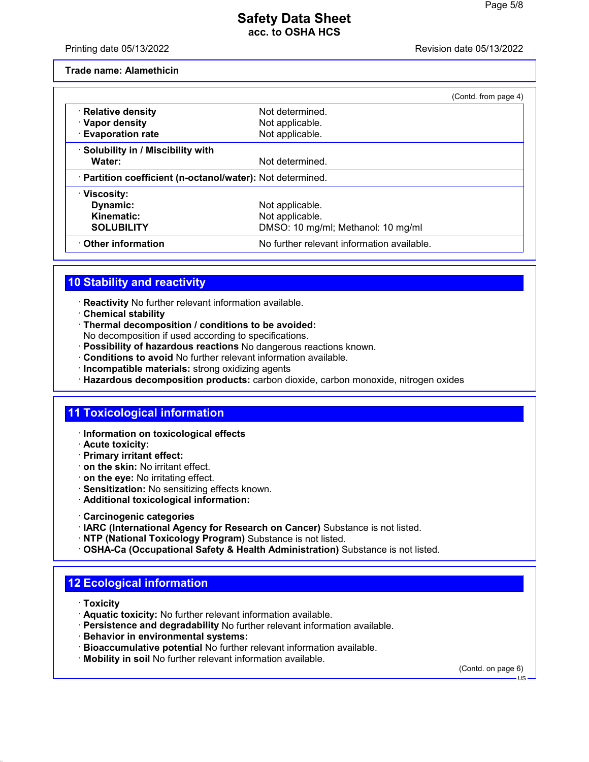**Trade name: Alamethicin**

(Contd. from page 4)

| | |
|---|---|
| · **Relative density** | Not determined. |
| · **Vapor density** | Not applicable. |
| · **Evaporation rate** | Not applicable. |
| · **Solubility in / Miscibility with** | |
| **Water:** | Not determined. |
| · **Partition coefficient (n-octanol/water):** | Not determined. |
| · **Viscosity:** | |
| **Dynamic:** | Not applicable. |
| **Kinematic:** | Not applicable. |
| **SOLUBILITY** | DMSO: 10 mg/ml; Methanol: 10 mg/ml |
| · **Other information** | No further relevant information available. |

## 10 Stability and reactivity

· **Reactivity** No further relevant information available.
· **Chemical stability**
· **Thermal decomposition / conditions to be avoided:**
No decomposition if used according to specifications.
· **Possibility of hazardous reactions** No dangerous reactions known.
· **Conditions to avoid** No further relevant information available.
· **Incompatible materials:** strong oxidizing agents
· **Hazardous decomposition products:** carbon dioxide, carbon monoxide, nitrogen oxides

## 11 Toxicological information

· **Information on toxicological effects**
· **Acute toxicity:**
· **Primary irritant effect:**
· **on the skin:** No irritant effect.
· **on the eye:** No irritating effect.
· **Sensitization:** No sensitizing effects known.
· **Additional toxicological information:**

· **Carcinogenic categories**
· **IARC (International Agency for Research on Cancer)** Substance is not listed.
· **NTP (National Toxicology Program)** Substance is not listed.
· **OSHA-Ca (Occupational Safety & Health Administration)** Substance is not listed.

## 12 Ecological information

· **Toxicity**
· **Aquatic toxicity:** No further relevant information available.
· **Persistence and degradability** No further relevant information available.
· **Behavior in environmental systems:**
· **Bioaccumulative potential** No further relevant information available.
· **Mobility in soil** No further relevant information available.

(Contd. on page 6)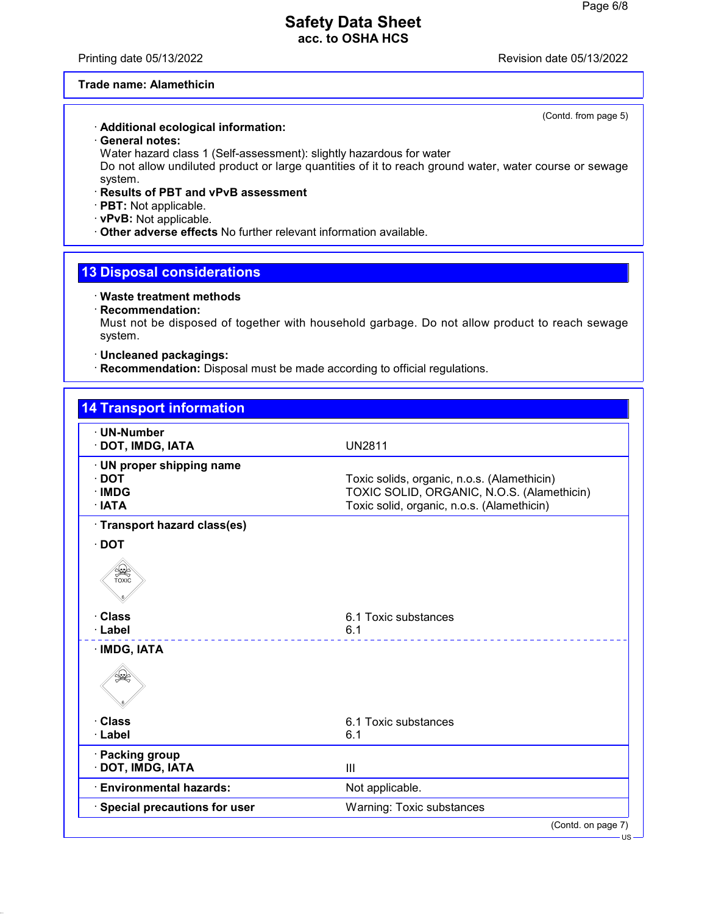Trade name: Alamethicin

(Contd. from page 5)

· **Additional ecological information:**
· **General notes:**
Water hazard class 1 (Self-assessment): slightly hazardous for water
Do not allow undiluted product or large quantities of it to reach ground water, water course or sewage system.
· **Results of PBT and vPvB assessment**
· **PBT:** Not applicable.
· **vPvB:** Not applicable.
· **Other adverse effects** No further relevant information available.

## 13 Disposal considerations

· **Waste treatment methods**
· **Recommendation:**
Must not be disposed of together with household garbage. Do not allow product to reach sewage system.

· **Uncleaned packagings:**
· **Recommendation:** Disposal must be made according to official regulations.

## 14 Transport information

· **UN-Number**
· **DOT, IMDG, IATA** UN2811

· **UN proper shipping name**
· **DOT** Toxic solids, organic, n.o.s. (Alamethicin)
· **IMDG** TOXIC SOLID, ORGANIC, N.O.S. (Alamethicin)
· **IATA** Toxic solid, organic, n.o.s. (Alamethicin)

· **Transport hazard class(es)**

· **DOT**

· **Class** 6.1 Toxic substances
· **Label** 6.1

· **IMDG, IATA**

· **Class** 6.1 Toxic substances
· **Label** 6.1

· **Packing group**
· **DOT, IMDG, IATA** III

· **Environmental hazards:** Not applicable.

· **Special precautions for user** Warning: Toxic substances

(Contd. on page 7)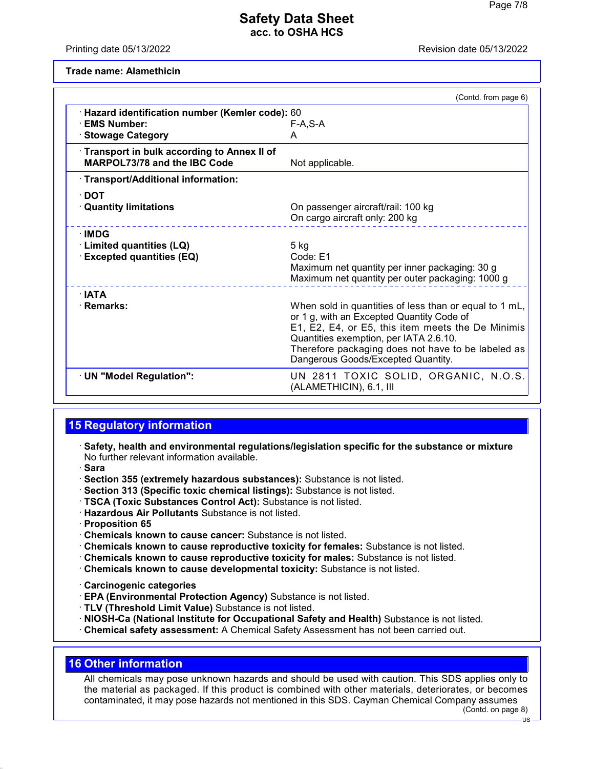**Trade name: Alamethicin**

(Contd. from page 6)

| | |
|---|---|
| · **Hazard identification number (Kemler code):** | 60 |
| · **EMS Number:** | F-A,S-A |
| · **Stowage Category** | A |
| · **Transport in bulk according to Annex II of MARPOL73/78 and the IBC Code** | Not applicable. |
| · **Transport/Additional information:** | |
| · **DOT** | |
| · **Quantity limitations** | On passenger aircraft/rail: 100 kg<br>On cargo aircraft only: 200 kg |
| · **IMDG** | |
| · **Limited quantities (LQ)** | 5 kg |
| · **Excepted quantities (EQ)** | Code: E1<br>Maximum net quantity per inner packaging: 30 g<br>Maximum net quantity per outer packaging: 1000 g |
| · **IATA** | |
| · **Remarks:** | When sold in quantities of less than or equal to 1 mL, or 1 g, with an Excepted Quantity Code of E1, E2, E4, or E5, this item meets the De Minimis Quantities exemption, per IATA 2.6.10. Therefore packaging does not have to be labeled as Dangerous Goods/Excepted Quantity. |
| · **UN "Model Regulation":** | UN 2811 TOXIC SOLID, ORGANIC, N.O.S. (ALAMETHICIN), 6.1, III |

## 15 Regulatory information

· **Safety, health and environmental regulations/legislation specific for the substance or mixture**
No further relevant information available.

· **Sara**

· **Section 355 (extremely hazardous substances):** Substance is not listed.

· **Section 313 (Specific toxic chemical listings):** Substance is not listed.

· **TSCA (Toxic Substances Control Act):** Substance is not listed.

· **Hazardous Air Pollutants** Substance is not listed.

· **Proposition 65**

· **Chemicals known to cause cancer:** Substance is not listed.

· **Chemicals known to cause reproductive toxicity for females:** Substance is not listed.

· **Chemicals known to cause reproductive toxicity for males:** Substance is not listed.

· **Chemicals known to cause developmental toxicity:** Substance is not listed.

· **Carcinogenic categories**

· **EPA (Environmental Protection Agency)** Substance is not listed.

· **TLV (Threshold Limit Value)** Substance is not listed.

· **NIOSH-Ca (National Institute for Occupational Safety and Health)** Substance is not listed.

· **Chemical safety assessment:** A Chemical Safety Assessment has not been carried out.

## 16 Other information

All chemicals may pose unknown hazards and should be used with caution. This SDS applies only to the material as packaged. If this product is combined with other materials, deteriorates, or becomes contaminated, it may pose hazards not mentioned in this SDS. Cayman Chemical Company assumes

(Contd. on page 8)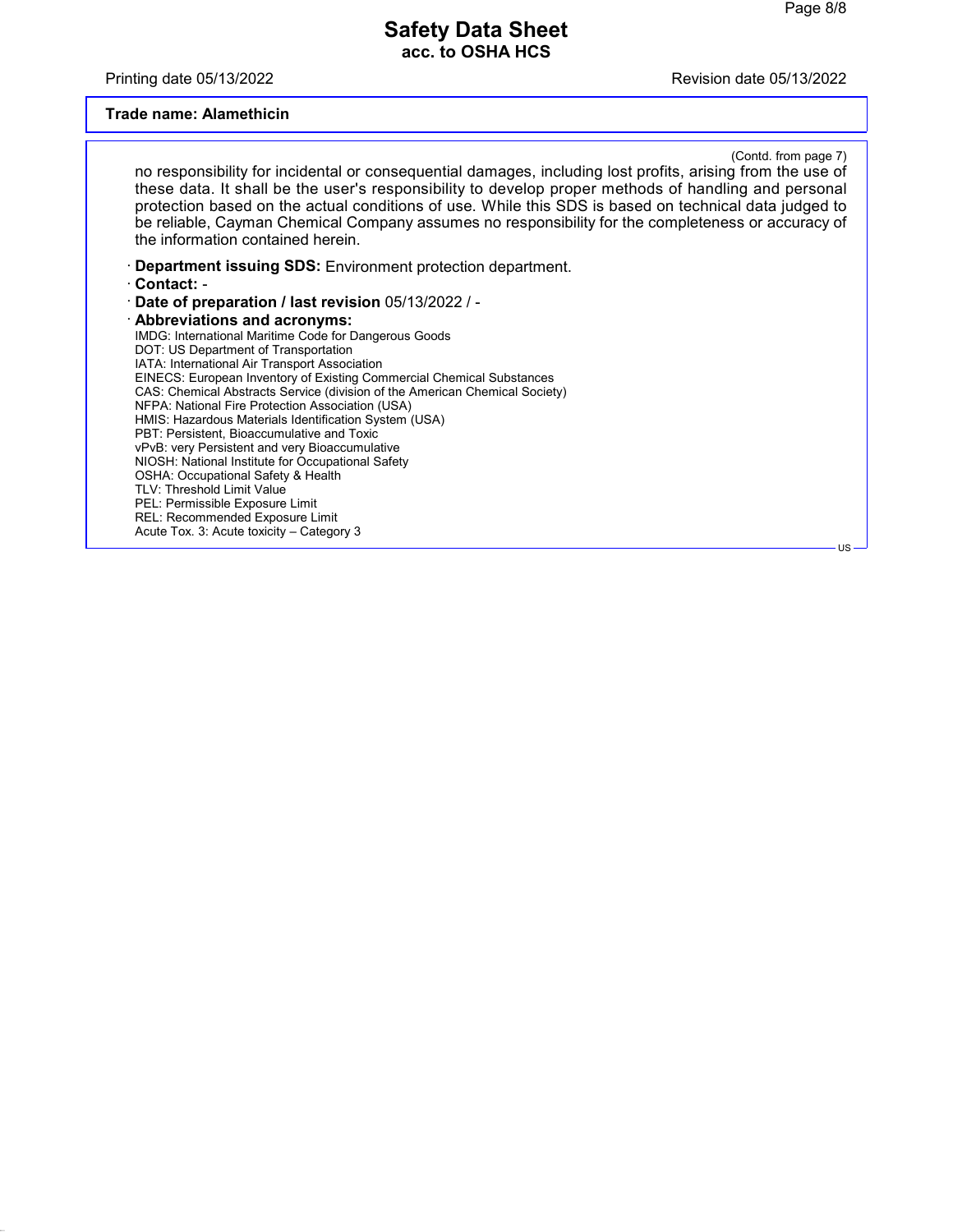(Contd. from page 7)

no responsibility for incidental or consequential damages, including lost profits, arising from the use of these data. It shall be the user's responsibility to develop proper methods of handling and personal protection based on the actual conditions of use. While this SDS is based on technical data judged to be reliable, Cayman Chemical Company assumes no responsibility for the completeness or accuracy of the information contained herein.

· **Department issuing SDS:** Environment protection department.

· **Contact:** -

· **Date of preparation / last revision** 05/13/2022 / -

· **Abbreviations and acronyms:**

IMDG: International Maritime Code for Dangerous Goods
DOT: US Department of Transportation
IATA: International Air Transport Association
EINECS: European Inventory of Existing Commercial Chemical Substances
CAS: Chemical Abstracts Service (division of the American Chemical Society)
NFPA: National Fire Protection Association (USA)
HMIS: Hazardous Materials Identification System (USA)
PBT: Persistent, Bioaccumulative and Toxic
vPvB: very Persistent and very Bioaccumulative
NIOSH: National Institute for Occupational Safety
OSHA: Occupational Safety & Health
TLV: Threshold Limit Value
PEL: Permissible Exposure Limit
REL: Recommended Exposure Limit
Acute Tox. 3: Acute toxicity – Category 3